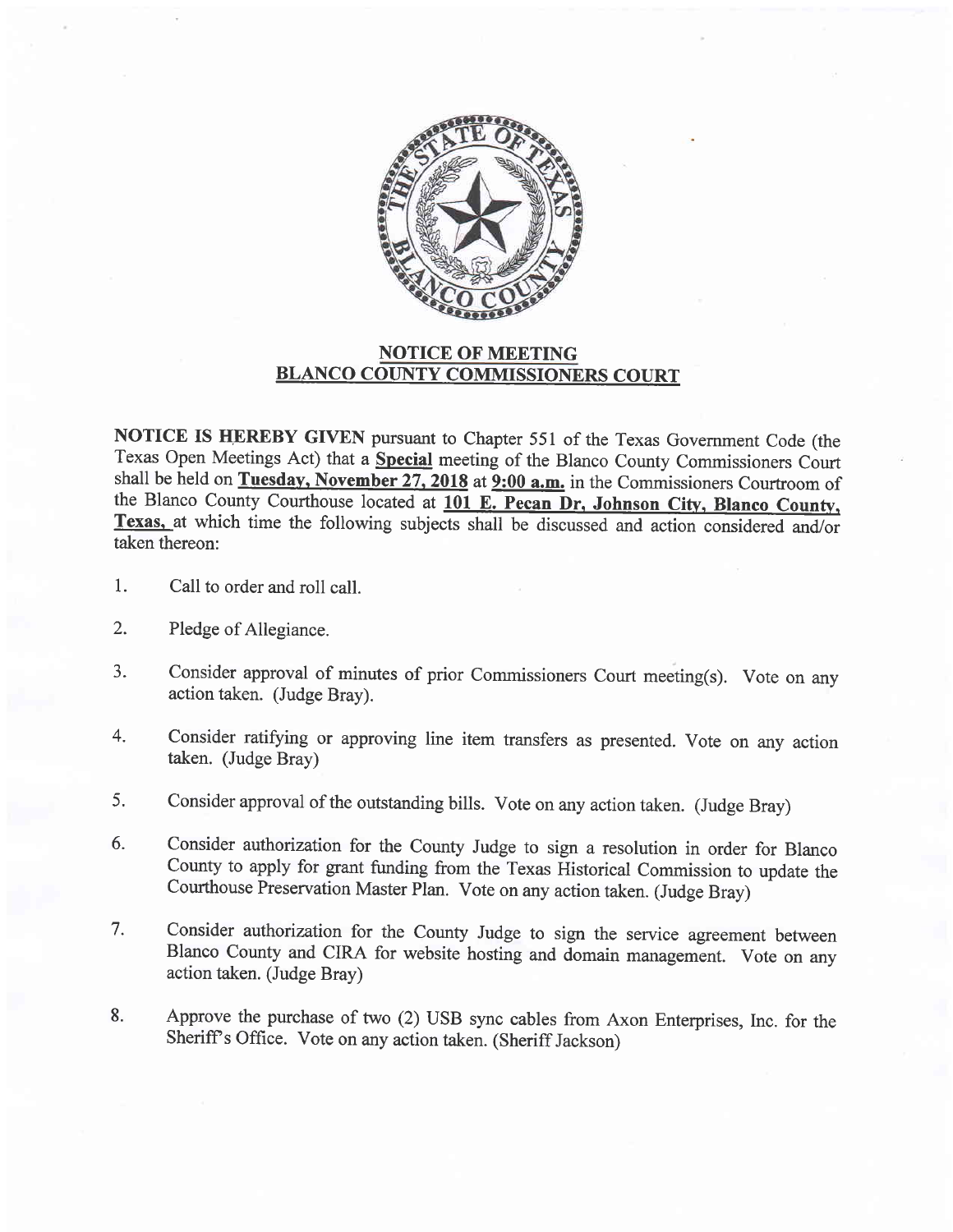## NOTICE OF MEETING
## BLANCO COUNTY COMMISSIONERS COURT

**NOTICE IS HEREBY GIVEN** pursuant to Chapter 551 of the Texas Government Code (the Texas Open Meetings Act) that a **Special** meeting of the Blanco County Commissioners Court shall be held on **Tuesday, November 27, 2018** at **9:00 a.m.** in the Commissioners Courtroom of the Blanco County Courthouse located at **101 E. Pecan Dr, Johnson City, Blanco County, Texas,** at which time the following subjects shall be discussed and action considered and/or taken thereon:

1. Call to order and roll call.

2. Pledge of Allegiance.

3. Consider approval of minutes of prior Commissioners Court meeting(s). Vote on any action taken. (Judge Bray).

4. Consider ratifying or approving line item transfers as presented. Vote on any action taken. (Judge Bray)

5. Consider approval of the outstanding bills. Vote on any action taken. (Judge Bray)

6. Consider authorization for the County Judge to sign a resolution in order for Blanco County to apply for grant funding from the Texas Historical Commission to update the Courthouse Preservation Master Plan. Vote on any action taken. (Judge Bray)

7. Consider authorization for the County Judge to sign the service agreement between Blanco County and CIRA for website hosting and domain management. Vote on any action taken. (Judge Bray)

8. Approve the purchase of two (2) USB sync cables from Axon Enterprises, Inc. for the Sheriff's Office. Vote on any action taken. (Sheriff Jackson)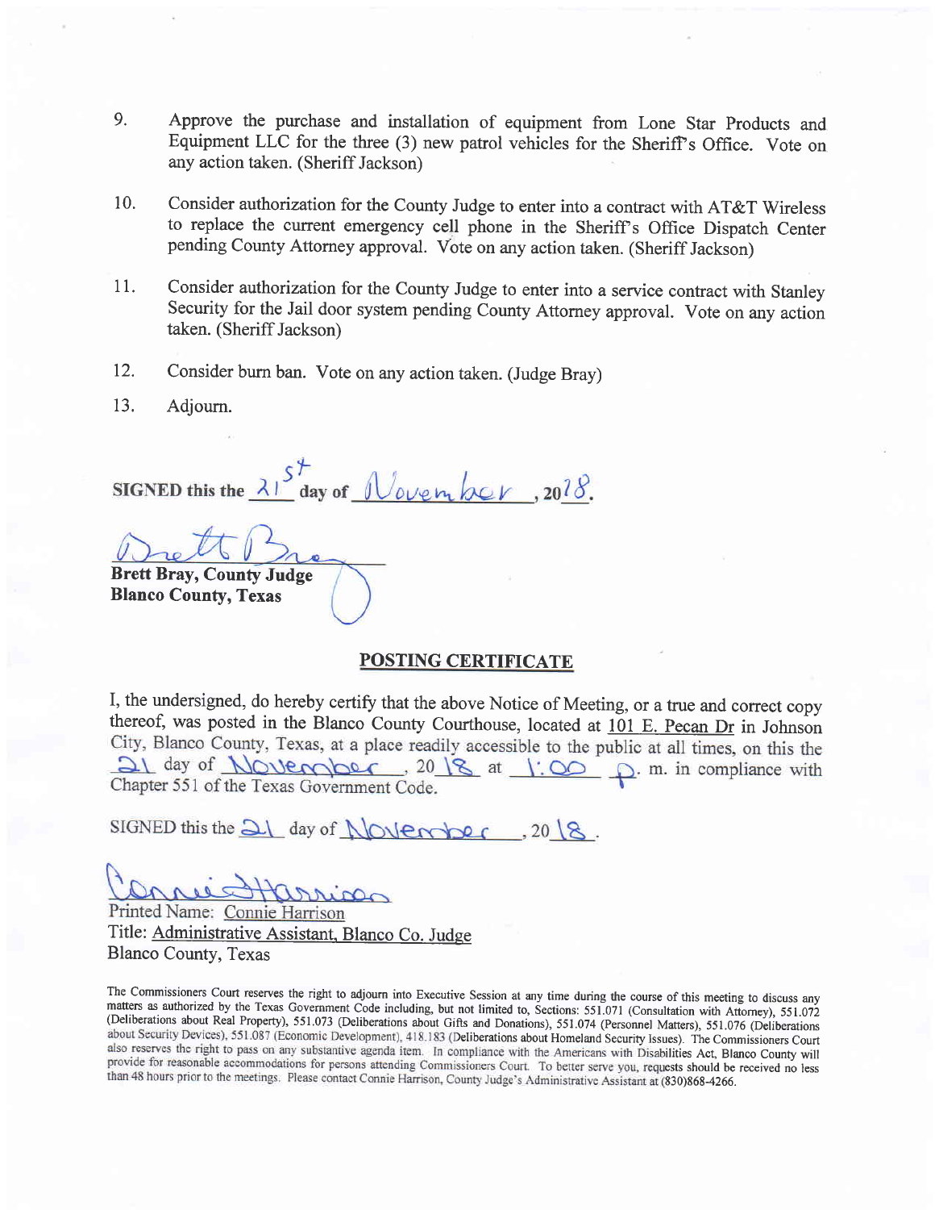9. Approve the purchase and installation of equipment from Lone Star Products and Equipment LLC for the three (3) new patrol vehicles for the Sheriff's Office. Vote on any action taken. (Sheriff Jackson)

10. Consider authorization for the County Judge to enter into a contract with AT&T Wireless to replace the current emergency cell phone in the Sheriff's Office Dispatch Center pending County Attorney approval. Vote on any action taken. (Sheriff Jackson)

11. Consider authorization for the County Judge to enter into a service contract with Stanley Security for the Jail door system pending County Attorney approval. Vote on any action taken. (Sheriff Jackson)

12. Consider burn ban. Vote on any action taken. (Judge Bray)

13. Adjourn.

**SIGNED this the** 21st **day of** November **, 20**18.

Brett Bray

**Brett Bray, County Judge**
**Blanco County, Texas**

## POSTING CERTIFICATE

I, the undersigned, do hereby certify that the above Notice of Meeting, or a true and correct copy thereof, was posted in the Blanco County Courthouse, located at 101 E. Pecan Dr in Johnson City, Blanco County, Texas, at a place readily accessible to the public at all times, on this the 21 day of November, 20 18 at 1:00 p. m. in compliance with Chapter 551 of the Texas Government Code.

SIGNED this the 21 day of November, 20 18.

Connie Harrison

Printed Name: Connie Harrison
Title: Administrative Assistant, Blanco Co. Judge
Blanco County, Texas

The Commissioners Court reserves the right to adjourn into Executive Session at any time during the course of this meeting to discuss any matters as authorized by the Texas Government Code including, but not limited to, Sections: 551.071 (Consultation with Attorney), 551.072 (Deliberations about Real Property), 551.073 (Deliberations about Gifts and Donations), 551.074 (Personnel Matters), 551.076 (Deliberations about Security Devices), 551.087 (Economic Development), 418.183 (Deliberations about Homeland Security Issues). The Commissioners Court also reserves the right to pass on any substantive agenda item. In compliance with the Americans with Disabilities Act, Blanco County will provide for reasonable accommodations for persons attending Commissioners Court. To better serve you, requests should be received no less than 48 hours prior to the meetings. Please contact Connie Harrison, County Judge's Administrative Assistant at (830)868-4266.